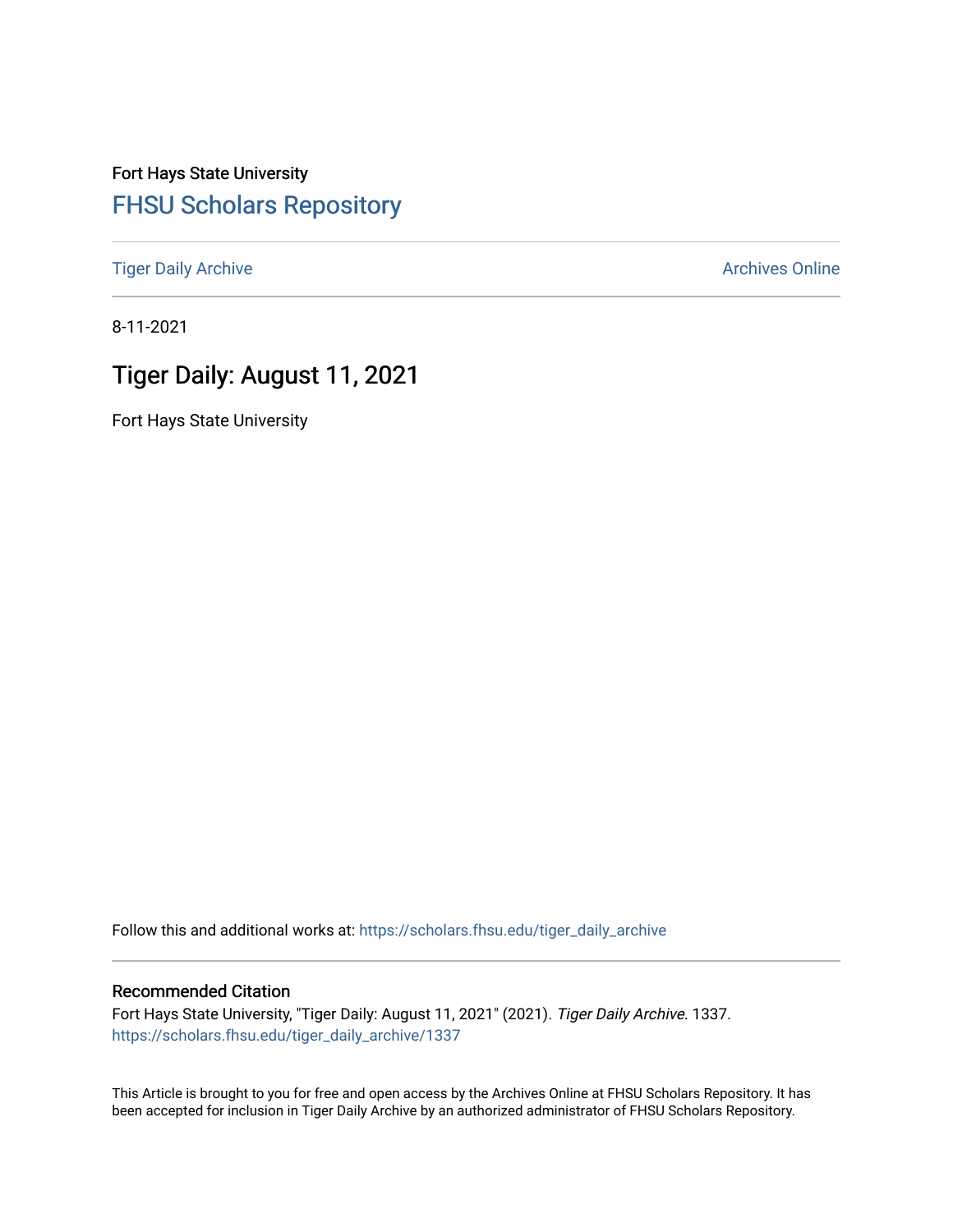Fort Hays State University

FHSU Scholars Repository

Tiger Daily Archive

Archives Online

8-11-2021

# Tiger Daily: August 11, 2021

Fort Hays State University

Follow this and additional works at: https://scholars.fhsu.edu/tiger_daily_archive

## Recommended Citation

Fort Hays State University, "Tiger Daily: August 11, 2021" (2021). *Tiger Daily Archive*. 1337.
https://scholars.fhsu.edu/tiger_daily_archive/1337

This Article is brought to you for free and open access by the Archives Online at FHSU Scholars Repository. It has been accepted for inclusion in Tiger Daily Archive by an authorized administrator of FHSU Scholars Repository.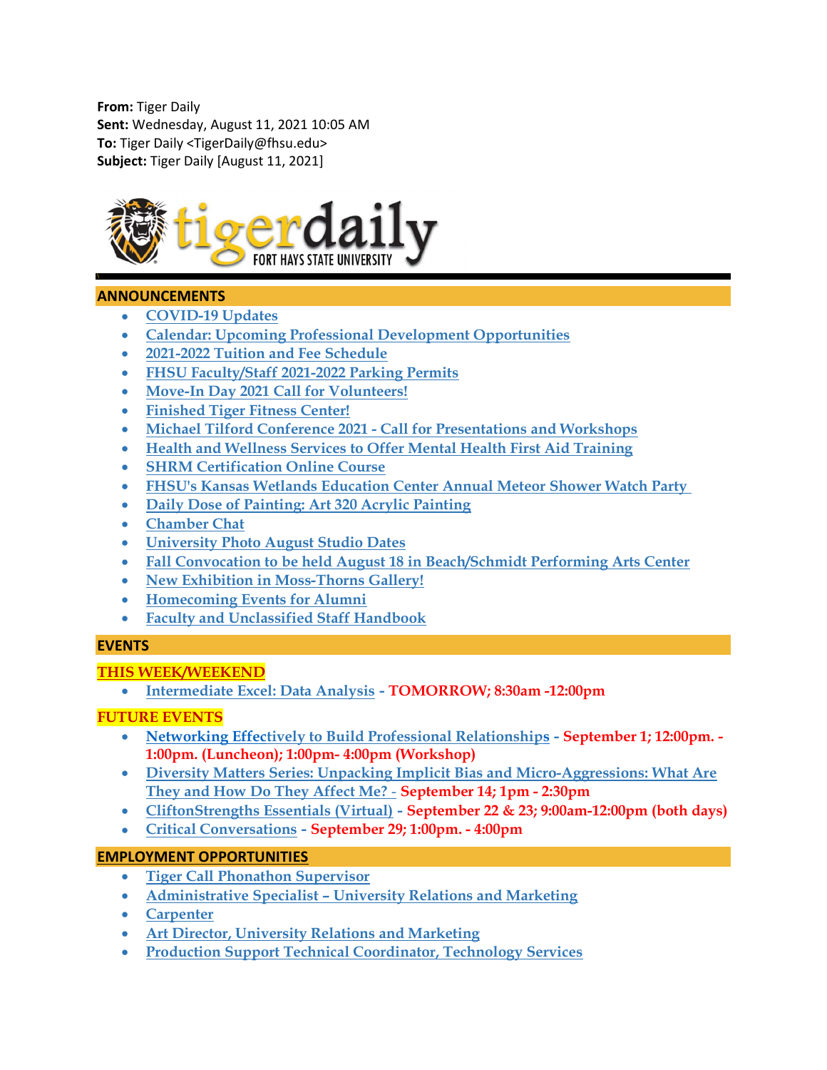**From:** Tiger Daily
**Sent:** Wednesday, August 11, 2021 10:05 AM
**To:** Tiger Daily <TigerDaily@fhsu.edu>
**Subject:** Tiger Daily [August 11, 2021]

tigerdaily FORT HAYS STATE UNIVERSITY

## ANNOUNCEMENTS

- COVID-19 Updates
- Calendar: Upcoming Professional Development Opportunities
- 2021-2022 Tuition and Fee Schedule
- FHSU Faculty/Staff 2021-2022 Parking Permits
- Move-In Day 2021 Call for Volunteers!
- Finished Tiger Fitness Center!
- Michael Tilford Conference 2021 - Call for Presentations and Workshops
- Health and Wellness Services to Offer Mental Health First Aid Training
- SHRM Certification Online Course
- FHSU's Kansas Wetlands Education Center Annual Meteor Shower Watch Party
- Daily Dose of Painting: Art 320 Acrylic Painting
- Chamber Chat
- University Photo August Studio Dates
- Fall Convocation to be held August 18 in Beach/Schmidt Performing Arts Center
- New Exhibition in Moss-Thorns Gallery!
- Homecoming Events for Alumni
- Faculty and Unclassified Staff Handbook

## EVENTS

### THIS WEEK/WEEKEND

- Intermediate Excel: Data Analysis - **TOMORROW; 8:30am -12:00pm**

### FUTURE EVENTS

- Networking Effectively to Build Professional Relationships - **September 1; 12:00pm. - 1:00pm. (Luncheon); 1:00pm- 4:00pm (Workshop)**
- Diversity Matters Series: Unpacking Implicit Bias and Micro-Aggressions: What Are They and How Do They Affect Me? - **September 14; 1pm - 2:30pm**
- CliftonStrengths Essentials (Virtual) - **September 22 & 23; 9:00am-12:00pm (both days)**
- Critical Conversations - **September 29; 1:00pm. - 4:00pm**

## EMPLOYMENT OPPORTUNITIES

- Tiger Call Phonathon Supervisor
- Administrative Specialist – University Relations and Marketing
- Carpenter
- Art Director, University Relations and Marketing
- Production Support Technical Coordinator, Technology Services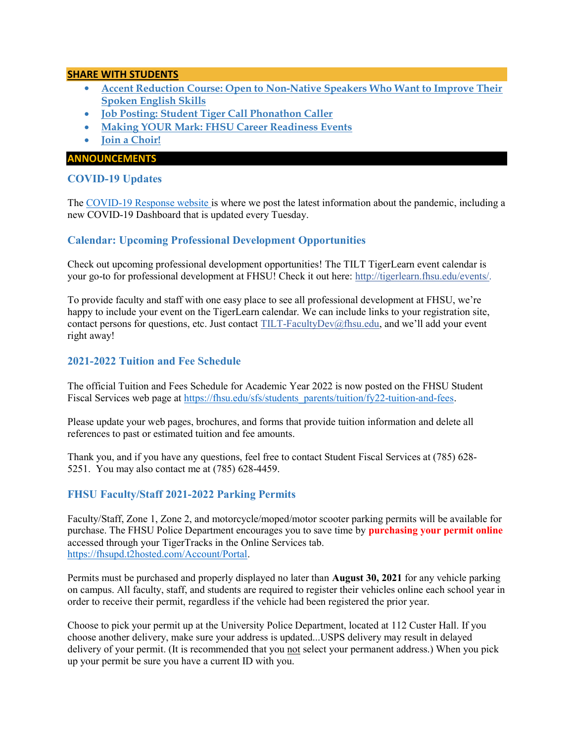## SHARE WITH STUDENTS

- **Accent Reduction Course: Open to Non-Native Speakers Who Want to Improve Their Spoken English Skills**
- **Job Posting: Student Tiger Call Phonathon Caller**
- **Making YOUR Mark: FHSU Career Readiness Events**
- **Join a Choir!**

## ANNOUNCEMENTS

### COVID-19 Updates

The COVID-19 Response website is where we post the latest information about the pandemic, including a new COVID-19 Dashboard that is updated every Tuesday.

### Calendar: Upcoming Professional Development Opportunities

Check out upcoming professional development opportunities! The TILT TigerLearn event calendar is your go-to for professional development at FHSU! Check it out here: http://tigerlearn.fhsu.edu/events/.

To provide faculty and staff with one easy place to see all professional development at FHSU, we're happy to include your event on the TigerLearn calendar. We can include links to your registration site, contact persons for questions, etc. Just contact TILT-FacultyDev@fhsu.edu, and we'll add your event right away!

### 2021-2022 Tuition and Fee Schedule

The official Tuition and Fees Schedule for Academic Year 2022 is now posted on the FHSU Student Fiscal Services web page at https://fhsu.edu/sfs/students_parents/tuition/fy22-tuition-and-fees.

Please update your web pages, brochures, and forms that provide tuition information and delete all references to past or estimated tuition and fee amounts.

Thank you, and if you have any questions, feel free to contact Student Fiscal Services at (785) 628-5251. You may also contact me at (785) 628-4459.

### FHSU Faculty/Staff 2021-2022 Parking Permits

Faculty/Staff, Zone 1, Zone 2, and motorcycle/moped/motor scooter parking permits will be available for purchase. The FHSU Police Department encourages you to save time by **purchasing your permit online** accessed through your TigerTracks in the Online Services tab. https://fhsupd.t2hosted.com/Account/Portal.

Permits must be purchased and properly displayed no later than **August 30, 2021** for any vehicle parking on campus. All faculty, staff, and students are required to register their vehicles online each school year in order to receive their permit, regardless if the vehicle had been registered the prior year.

Choose to pick your permit up at the University Police Department, located at 112 Custer Hall. If you choose another delivery, make sure your address is updated...USPS delivery may result in delayed delivery of your permit. (It is recommended that you not select your permanent address.) When you pick up your permit be sure you have a current ID with you.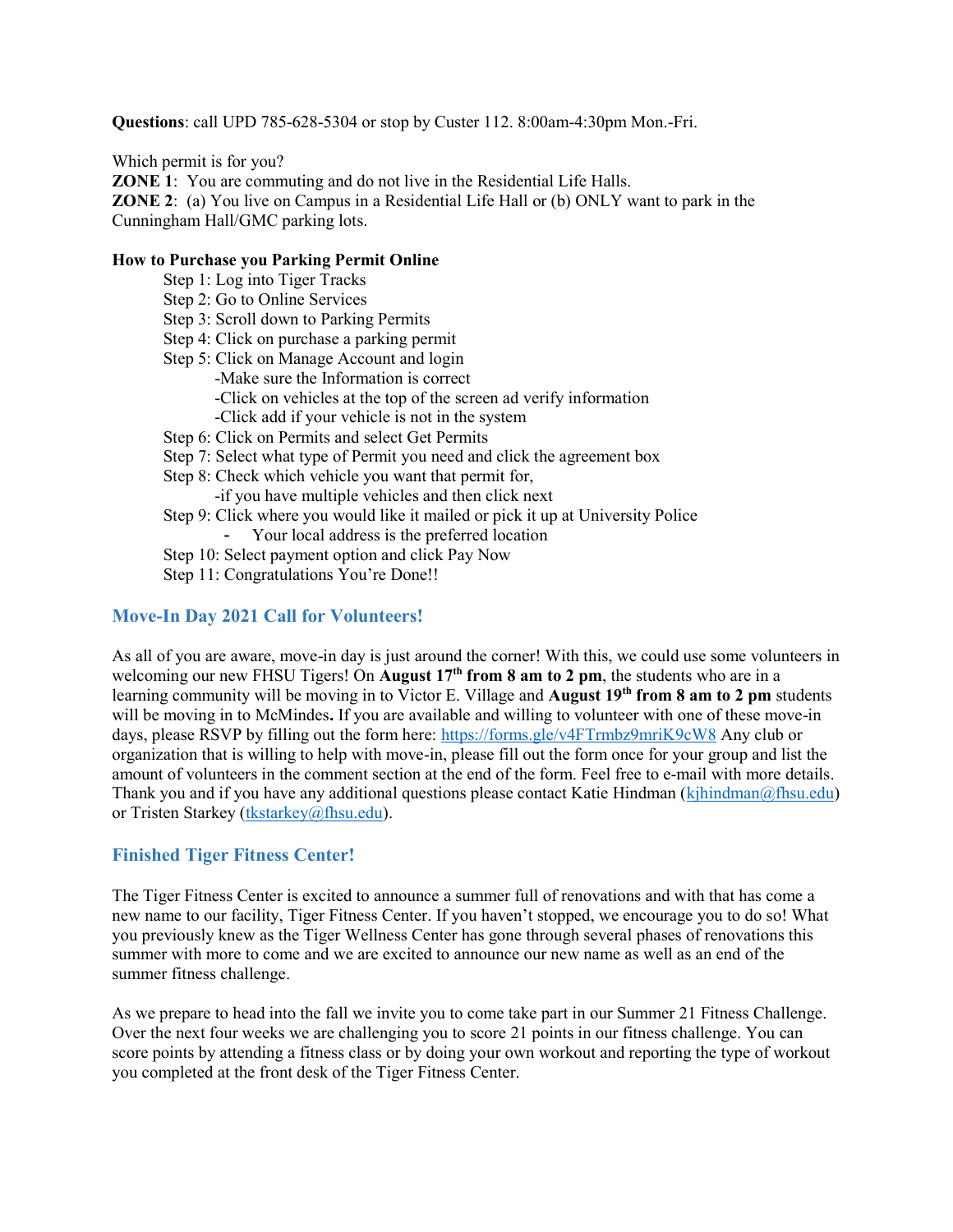**Questions**: call UPD 785-628-5304 or stop by Custer 112. 8:00am-4:30pm Mon.-Fri.

Which permit is for you?

**ZONE 1**: You are commuting and do not live in the Residential Life Halls.

**ZONE 2**: (a) You live on Campus in a Residential Life Hall or (b) ONLY want to park in the Cunningham Hall/GMC parking lots.

**How to Purchase you Parking Permit Online**

- Step 1: Log into Tiger Tracks
- Step 2: Go to Online Services
- Step 3: Scroll down to Parking Permits
- Step 4: Click on purchase a parking permit
- Step 5: Click on Manage Account and login
  - -Make sure the Information is correct
  - -Click on vehicles at the top of the screen ad verify information
  - -Click add if your vehicle is not in the system
- Step 6: Click on Permits and select Get Permits
- Step 7: Select what type of Permit you need and click the agreement box
- Step 8: Check which vehicle you want that permit for,
  - -if you have multiple vehicles and then click next
- Step 9: Click where you would like it mailed or pick it up at University Police
  - Your local address is the preferred location
- Step 10: Select payment option and click Pay Now
- Step 11: Congratulations You're Done!!

## Move-In Day 2021 Call for Volunteers!

As all of you are aware, move-in day is just around the corner! With this, we could use some volunteers in welcoming our new FHSU Tigers! On **August 17th from 8 am to 2 pm**, the students who are in a learning community will be moving in to Victor E. Village and **August 19th from 8 am to 2 pm** students will be moving in to McMindes**.** If you are available and willing to volunteer with one of these move-in days, please RSVP by filling out the form here: https://forms.gle/v4FTrmbz9mriK9cW8 Any club or organization that is willing to help with move-in, please fill out the form once for your group and list the amount of volunteers in the comment section at the end of the form. Feel free to e-mail with more details. Thank you and if you have any additional questions please contact Katie Hindman (kjhindman@fhsu.edu) or Tristen Starkey (tkstarkey@fhsu.edu).

## Finished Tiger Fitness Center!

The Tiger Fitness Center is excited to announce a summer full of renovations and with that has come a new name to our facility, Tiger Fitness Center. If you haven't stopped, we encourage you to do so! What you previously knew as the Tiger Wellness Center has gone through several phases of renovations this summer with more to come and we are excited to announce our new name as well as an end of the summer fitness challenge.

As we prepare to head into the fall we invite you to come take part in our Summer 21 Fitness Challenge. Over the next four weeks we are challenging you to score 21 points in our fitness challenge. You can score points by attending a fitness class or by doing your own workout and reporting the type of workout you completed at the front desk of the Tiger Fitness Center.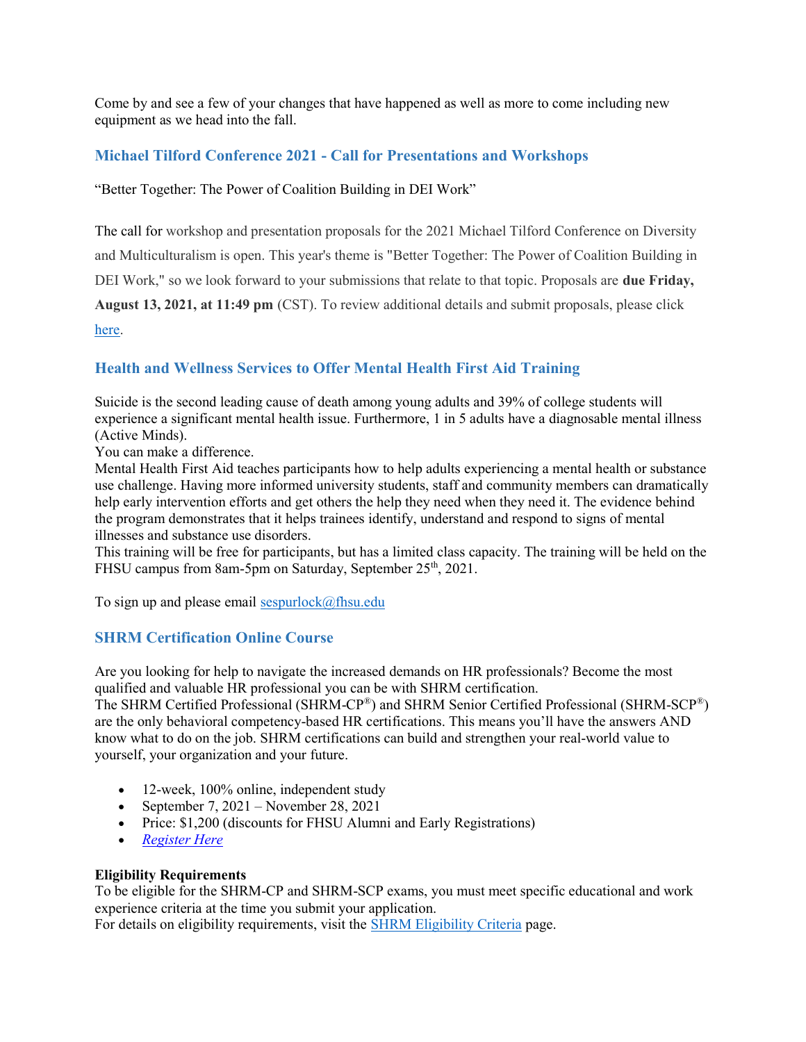Come by and see a few of your changes that have happened as well as more to come including new equipment as we head into the fall.

## Michael Tilford Conference 2021 - Call for Presentations and Workshops

"Better Together: The Power of Coalition Building in DEI Work"

The call for workshop and presentation proposals for the 2021 Michael Tilford Conference on Diversity and Multiculturalism is open. This year's theme is "Better Together: The Power of Coalition Building in DEI Work," so we look forward to your submissions that relate to that topic. Proposals are **due Friday, August 13, 2021, at 11:49 pm** (CST). To review additional details and submit proposals, please click here.

## Health and Wellness Services to Offer Mental Health First Aid Training

Suicide is the second leading cause of death among young adults and 39% of college students will experience a significant mental health issue. Furthermore, 1 in 5 adults have a diagnosable mental illness (Active Minds).

You can make a difference.

Mental Health First Aid teaches participants how to help adults experiencing a mental health or substance use challenge. Having more informed university students, staff and community members can dramatically help early intervention efforts and get others the help they need when they need it. The evidence behind the program demonstrates that it helps trainees identify, understand and respond to signs of mental illnesses and substance use disorders.

This training will be free for participants, but has a limited class capacity. The training will be held on the FHSU campus from 8am-5pm on Saturday, September 25th, 2021.

To sign up and please email sespurlock@fhsu.edu

## SHRM Certification Online Course

Are you looking for help to navigate the increased demands on HR professionals? Become the most qualified and valuable HR professional you can be with SHRM certification.

The SHRM Certified Professional (SHRM-CP®) and SHRM Senior Certified Professional (SHRM-SCP®) are the only behavioral competency-based HR certifications. This means you'll have the answers AND know what to do on the job. SHRM certifications can build and strengthen your real-world value to yourself, your organization and your future.

- 12-week, 100% online, independent study
- September 7, 2021 – November 28, 2021
- Price: $1,200 (discounts for FHSU Alumni and Early Registrations)
- *Register Here*

**Eligibility Requirements**

To be eligible for the SHRM-CP and SHRM-SCP exams, you must meet specific educational and work experience criteria at the time you submit your application.

For details on eligibility requirements, visit the SHRM Eligibility Criteria page.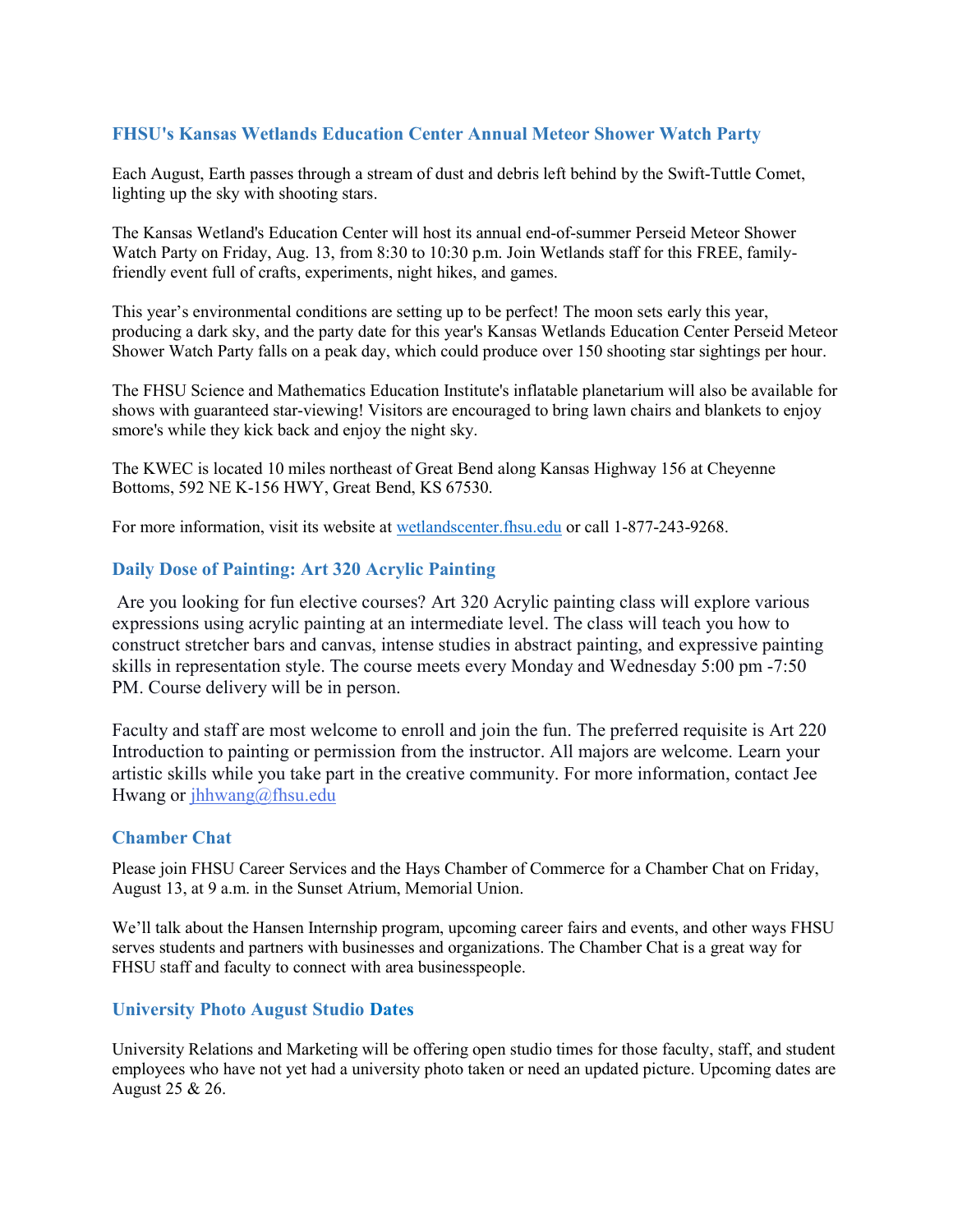### FHSU's Kansas Wetlands Education Center Annual Meteor Shower Watch Party

Each August, Earth passes through a stream of dust and debris left behind by the Swift-Tuttle Comet, lighting up the sky with shooting stars.

The Kansas Wetland's Education Center will host its annual end-of-summer Perseid Meteor Shower Watch Party on Friday, Aug. 13, from 8:30 to 10:30 p.m. Join Wetlands staff for this FREE, family-friendly event full of crafts, experiments, night hikes, and games.

This year's environmental conditions are setting up to be perfect! The moon sets early this year, producing a dark sky, and the party date for this year's Kansas Wetlands Education Center Perseid Meteor Shower Watch Party falls on a peak day, which could produce over 150 shooting star sightings per hour.

The FHSU Science and Mathematics Education Institute's inflatable planetarium will also be available for shows with guaranteed star-viewing! Visitors are encouraged to bring lawn chairs and blankets to enjoy smore's while they kick back and enjoy the night sky.

The KWEC is located 10 miles northeast of Great Bend along Kansas Highway 156 at Cheyenne Bottoms, 592 NE K-156 HWY, Great Bend, KS 67530.

For more information, visit its website at wetlandscenter.fhsu.edu or call 1-877-243-9268.

### Daily Dose of Painting: Art 320 Acrylic Painting

Are you looking for fun elective courses? Art 320 Acrylic painting class will explore various expressions using acrylic painting at an intermediate level. The class will teach you how to construct stretcher bars and canvas, intense studies in abstract painting, and expressive painting skills in representation style. The course meets every Monday and Wednesday 5:00 pm -7:50 PM. Course delivery will be in person.

Faculty and staff are most welcome to enroll and join the fun. The preferred requisite is Art 220 Introduction to painting or permission from the instructor. All majors are welcome. Learn your artistic skills while you take part in the creative community. For more information, contact Jee Hwang or jhhwang@fhsu.edu

### Chamber Chat

Please join FHSU Career Services and the Hays Chamber of Commerce for a Chamber Chat on Friday, August 13, at 9 a.m. in the Sunset Atrium, Memorial Union.

We'll talk about the Hansen Internship program, upcoming career fairs and events, and other ways FHSU serves students and partners with businesses and organizations. The Chamber Chat is a great way for FHSU staff and faculty to connect with area businesspeople.

### University Photo August Studio Dates

University Relations and Marketing will be offering open studio times for those faculty, staff, and student employees who have not yet had a university photo taken or need an updated picture. Upcoming dates are August 25 & 26.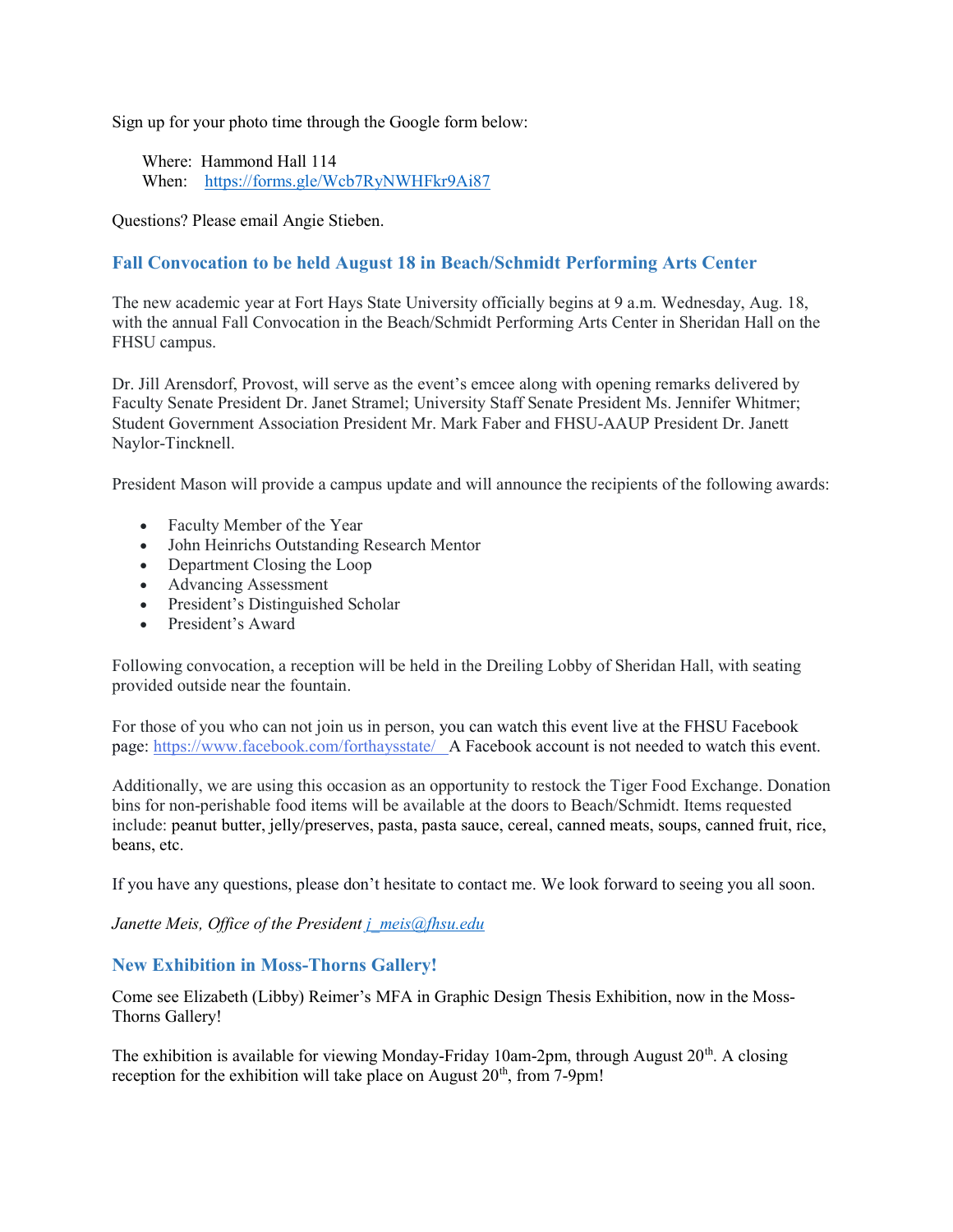Sign up for your photo time through the Google form below:

Where: Hammond Hall 114
When: https://forms.gle/Wcb7RyNWHFkr9Ai87

Questions? Please email Angie Stieben.

### Fall Convocation to be held August 18 in Beach/Schmidt Performing Arts Center

The new academic year at Fort Hays State University officially begins at 9 a.m. Wednesday, Aug. 18, with the annual Fall Convocation in the Beach/Schmidt Performing Arts Center in Sheridan Hall on the FHSU campus.

Dr. Jill Arensdorf, Provost, will serve as the event's emcee along with opening remarks delivered by Faculty Senate President Dr. Janet Stramel; University Staff Senate President Ms. Jennifer Whitmer; Student Government Association President Mr. Mark Faber and FHSU-AAUP President Dr. Janett Naylor-Tincknell.

President Mason will provide a campus update and will announce the recipients of the following awards:

- Faculty Member of the Year
- John Heinrichs Outstanding Research Mentor
- Department Closing the Loop
- Advancing Assessment
- President's Distinguished Scholar
- President's Award

Following convocation, a reception will be held in the Dreiling Lobby of Sheridan Hall, with seating provided outside near the fountain.

For those of you who can not join us in person, you can watch this event live at the FHSU Facebook page: https://www.facebook.com/forthaysstate/ A Facebook account is not needed to watch this event.

Additionally, we are using this occasion as an opportunity to restock the Tiger Food Exchange. Donation bins for non-perishable food items will be available at the doors to Beach/Schmidt. Items requested include: peanut butter, jelly/preserves, pasta, pasta sauce, cereal, canned meats, soups, canned fruit, rice, beans, etc.

If you have any questions, please don't hesitate to contact me. We look forward to seeing you all soon.

*Janette Meis, Office of the President j_meis@fhsu.edu*

### New Exhibition in Moss-Thorns Gallery!

Come see Elizabeth (Libby) Reimer's MFA in Graphic Design Thesis Exhibition, now in the Moss-Thorns Gallery!

The exhibition is available for viewing Monday-Friday 10am-2pm, through August 20th. A closing reception for the exhibition will take place on August 20th, from 7-9pm!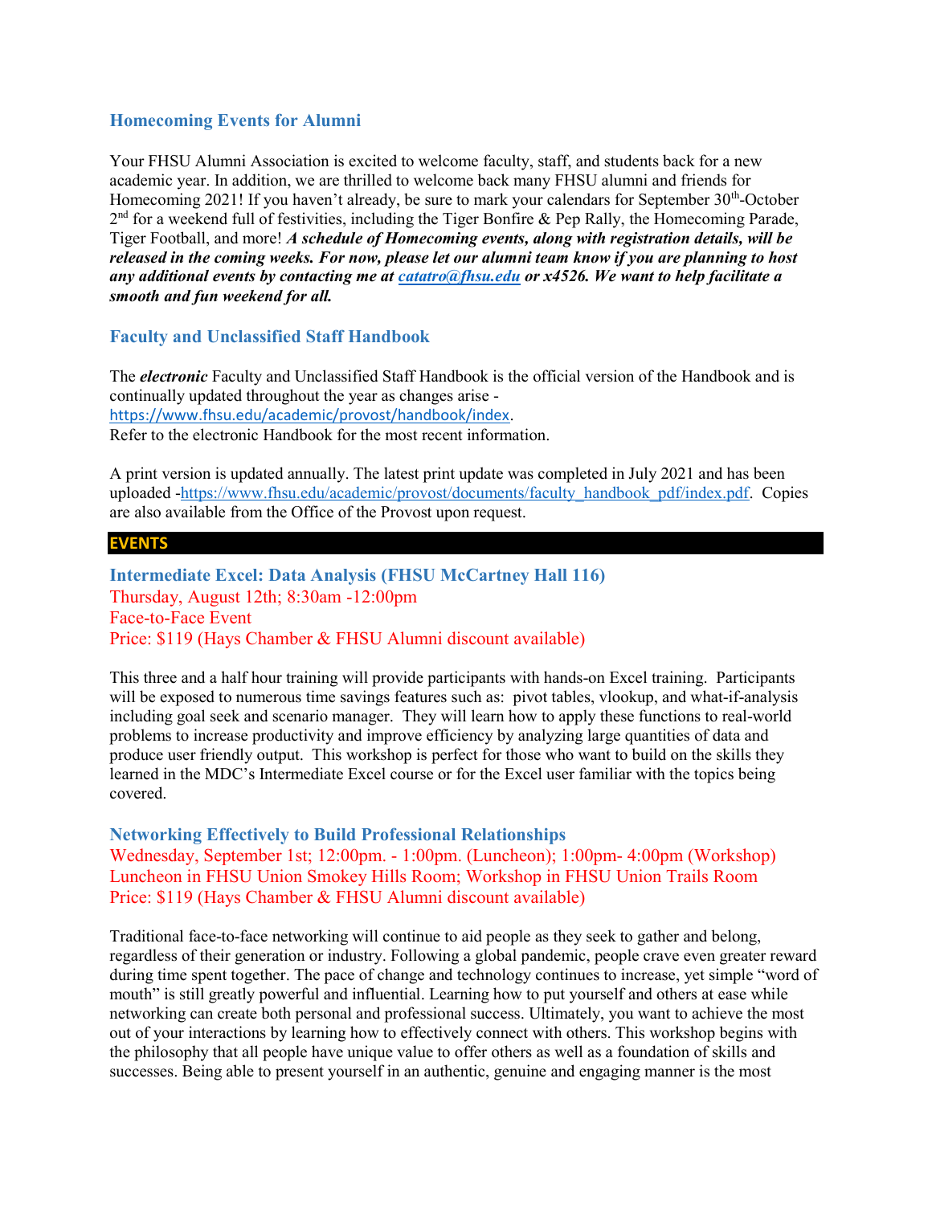## Homecoming Events for Alumni

Your FHSU Alumni Association is excited to welcome faculty, staff, and students back for a new academic year. In addition, we are thrilled to welcome back many FHSU alumni and friends for Homecoming 2021! If you haven't already, be sure to mark your calendars for September 30th-October 2nd for a weekend full of festivities, including the Tiger Bonfire & Pep Rally, the Homecoming Parade, Tiger Football, and more! ***A schedule of Homecoming events, along with registration details, will be released in the coming weeks. For now, please let our alumni team know if you are planning to host any additional events by contacting me at catatro@fhsu.edu or x4526. We want to help facilitate a smooth and fun weekend for all.***

## Faculty and Unclassified Staff Handbook

The ***electronic*** Faculty and Unclassified Staff Handbook is the official version of the Handbook and is continually updated throughout the year as changes arise - https://www.fhsu.edu/academic/provost/handbook/index.
Refer to the electronic Handbook for the most recent information.

A print version is updated annually. The latest print update was completed in July 2021 and has been uploaded -https://www.fhsu.edu/academic/provost/documents/faculty_handbook_pdf/index.pdf. Copies are also available from the Office of the Provost upon request.

# EVENTS

### Intermediate Excel: Data Analysis (FHSU McCartney Hall 116)

Thursday, August 12th; 8:30am -12:00pm
Face-to-Face Event
Price: $119 (Hays Chamber & FHSU Alumni discount available)

This three and a half hour training will provide participants with hands-on Excel training. Participants will be exposed to numerous time savings features such as: pivot tables, vlookup, and what-if-analysis including goal seek and scenario manager. They will learn how to apply these functions to real-world problems to increase productivity and improve efficiency by analyzing large quantities of data and produce user friendly output. This workshop is perfect for those who want to build on the skills they learned in the MDC's Intermediate Excel course or for the Excel user familiar with the topics being covered.

### Networking Effectively to Build Professional Relationships

Wednesday, September 1st; 12:00pm. - 1:00pm. (Luncheon); 1:00pm- 4:00pm (Workshop)
Luncheon in FHSU Union Smokey Hills Room; Workshop in FHSU Union Trails Room
Price: $119 (Hays Chamber & FHSU Alumni discount available)

Traditional face-to-face networking will continue to aid people as they seek to gather and belong, regardless of their generation or industry. Following a global pandemic, people crave even greater reward during time spent together. The pace of change and technology continues to increase, yet simple "word of mouth" is still greatly powerful and influential. Learning how to put yourself and others at ease while networking can create both personal and professional success. Ultimately, you want to achieve the most out of your interactions by learning how to effectively connect with others. This workshop begins with the philosophy that all people have unique value to offer others as well as a foundation of skills and successes. Being able to present yourself in an authentic, genuine and engaging manner is the most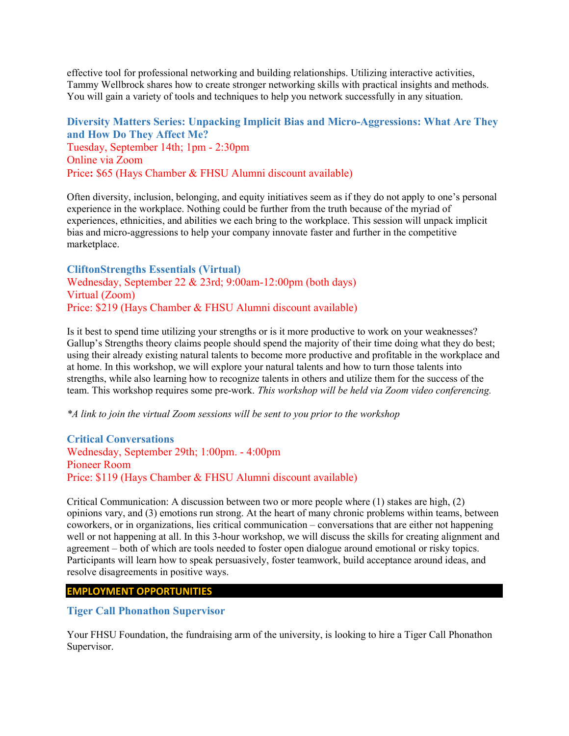effective tool for professional networking and building relationships. Utilizing interactive activities, Tammy Wellbrock shares how to create stronger networking skills with practical insights and methods. You will gain a variety of tools and techniques to help you network successfully in any situation.

### Diversity Matters Series: Unpacking Implicit Bias and Micro-Aggressions: What Are They and How Do They Affect Me?

Tuesday, September 14th; 1pm - 2:30pm
Online via Zoom
Price**:** $65 (Hays Chamber & FHSU Alumni discount available)

Often diversity, inclusion, belonging, and equity initiatives seem as if they do not apply to one's personal experience in the workplace. Nothing could be further from the truth because of the myriad of experiences, ethnicities, and abilities we each bring to the workplace. This session will unpack implicit bias and micro-aggressions to help your company innovate faster and further in the competitive marketplace.

### CliftonStrengths Essentials (Virtual)

Wednesday, September 22 & 23rd; 9:00am-12:00pm (both days)
Virtual (Zoom)
Price: $219 (Hays Chamber & FHSU Alumni discount available)

Is it best to spend time utilizing your strengths or is it more productive to work on your weaknesses? Gallup's Strengths theory claims people should spend the majority of their time doing what they do best; using their already existing natural talents to become more productive and profitable in the workplace and at home. In this workshop, we will explore your natural talents and how to turn those talents into strengths, while also learning how to recognize talents in others and utilize them for the success of the team. This workshop requires some pre-work. *This workshop will be held via Zoom video conferencing.*

*\*A link to join the virtual Zoom sessions will be sent to you prior to the workshop*

### Critical Conversations

Wednesday, September 29th; 1:00pm. - 4:00pm
Pioneer Room
Price: $119 (Hays Chamber & FHSU Alumni discount available)

Critical Communication: A discussion between two or more people where (1) stakes are high, (2) opinions vary, and (3) emotions run strong. At the heart of many chronic problems within teams, between coworkers, or in organizations, lies critical communication – conversations that are either not happening well or not happening at all. In this 3-hour workshop, we will discuss the skills for creating alignment and agreement – both of which are tools needed to foster open dialogue around emotional or risky topics. Participants will learn how to speak persuasively, foster teamwork, build acceptance around ideas, and resolve disagreements in positive ways.

## EMPLOYMENT OPPORTUNITIES

### Tiger Call Phonathon Supervisor

Your FHSU Foundation, the fundraising arm of the university, is looking to hire a Tiger Call Phonathon Supervisor.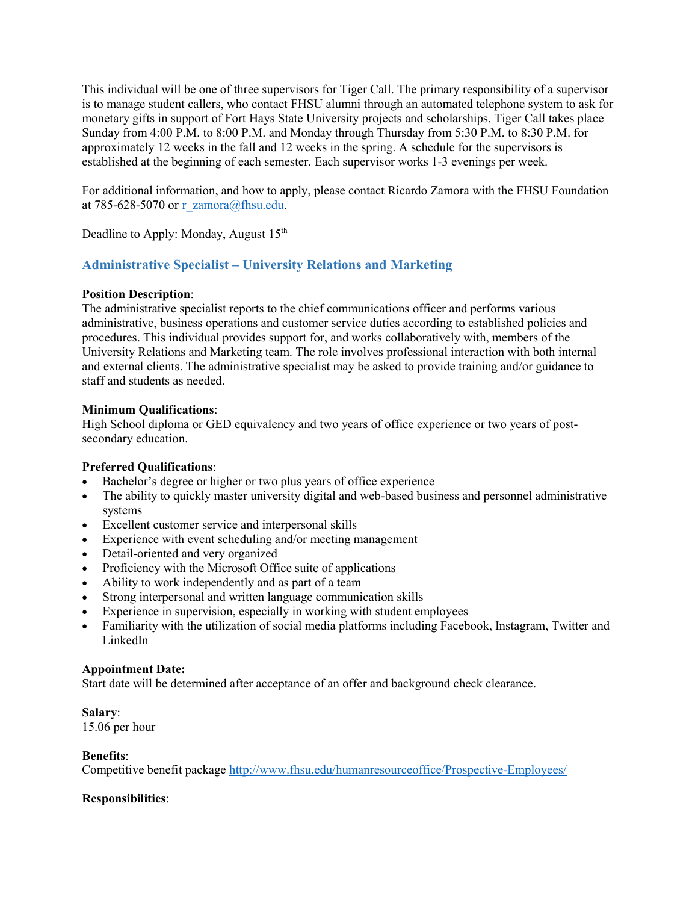This individual will be one of three supervisors for Tiger Call. The primary responsibility of a supervisor is to manage student callers, who contact FHSU alumni through an automated telephone system to ask for monetary gifts in support of Fort Hays State University projects and scholarships. Tiger Call takes place Sunday from 4:00 P.M. to 8:00 P.M. and Monday through Thursday from 5:30 P.M. to 8:30 P.M. for approximately 12 weeks in the fall and 12 weeks in the spring. A schedule for the supervisors is established at the beginning of each semester. Each supervisor works 1-3 evenings per week.

For additional information, and how to apply, please contact Ricardo Zamora with the FHSU Foundation at 785-628-5070 or r_zamora@fhsu.edu.

Deadline to Apply: Monday, August 15th

## Administrative Specialist – University Relations and Marketing

**Position Description**:
The administrative specialist reports to the chief communications officer and performs various administrative, business operations and customer service duties according to established policies and procedures. This individual provides support for, and works collaboratively with, members of the University Relations and Marketing team. The role involves professional interaction with both internal and external clients. The administrative specialist may be asked to provide training and/or guidance to staff and students as needed.

**Minimum Qualifications**:
High School diploma or GED equivalency and two years of office experience or two years of post-secondary education.

**Preferred Qualifications**:
- Bachelor's degree or higher or two plus years of office experience
- The ability to quickly master university digital and web-based business and personnel administrative systems
- Excellent customer service and interpersonal skills
- Experience with event scheduling and/or meeting management
- Detail-oriented and very organized
- Proficiency with the Microsoft Office suite of applications
- Ability to work independently and as part of a team
- Strong interpersonal and written language communication skills
- Experience in supervision, especially in working with student employees
- Familiarity with the utilization of social media platforms including Facebook, Instagram, Twitter and LinkedIn

**Appointment Date:**
Start date will be determined after acceptance of an offer and background check clearance.

**Salary**:
15.06 per hour

**Benefits**:
Competitive benefit package http://www.fhsu.edu/humanresourceoffice/Prospective-Employees/

**Responsibilities**: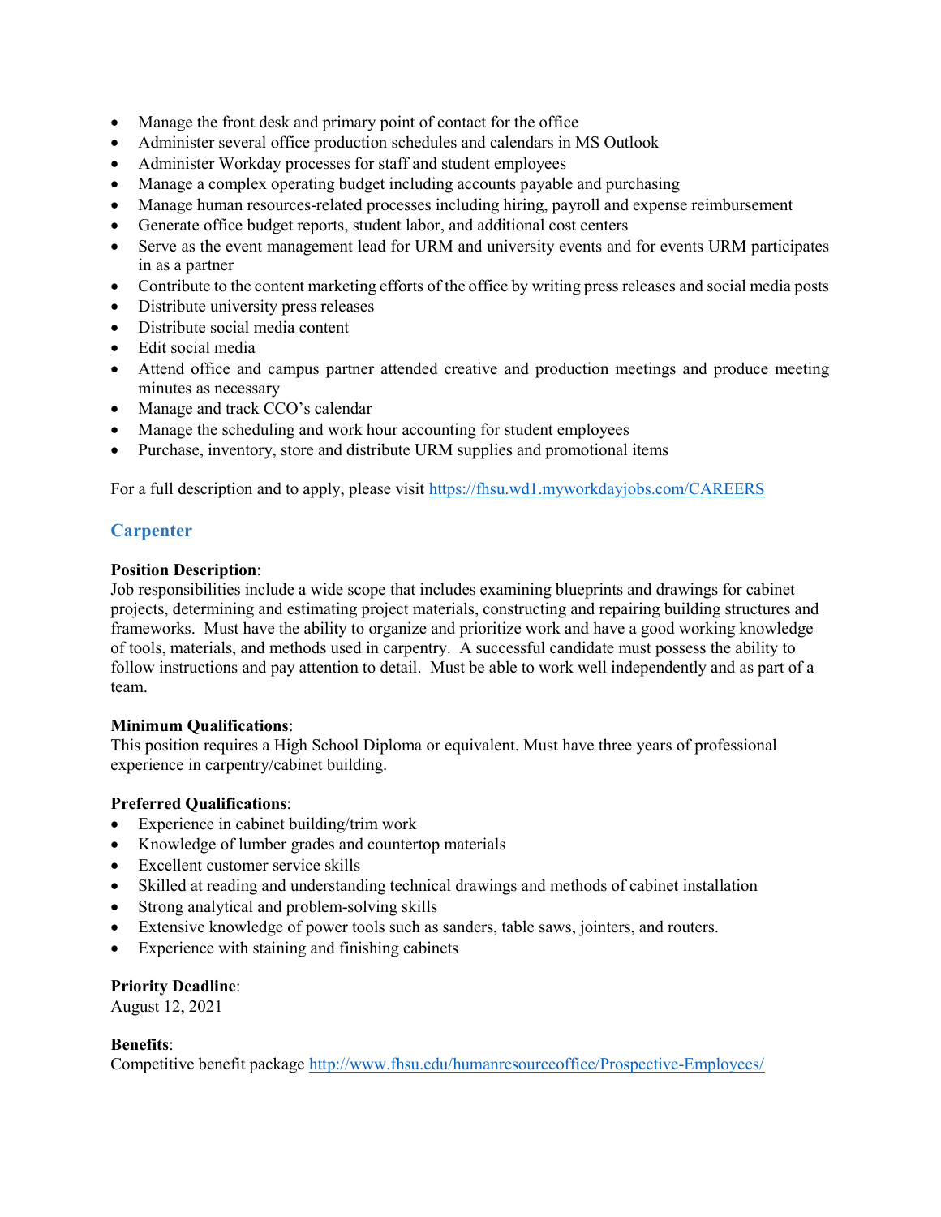- Manage the front desk and primary point of contact for the office
- Administer several office production schedules and calendars in MS Outlook
- Administer Workday processes for staff and student employees
- Manage a complex operating budget including accounts payable and purchasing
- Manage human resources-related processes including hiring, payroll and expense reimbursement
- Generate office budget reports, student labor, and additional cost centers
- Serve as the event management lead for URM and university events and for events URM participates in as a partner
- Contribute to the content marketing efforts of the office by writing press releases and social media posts
- Distribute university press releases
- Distribute social media content
- Edit social media
- Attend office and campus partner attended creative and production meetings and produce meeting minutes as necessary
- Manage and track CCO's calendar
- Manage the scheduling and work hour accounting for student employees
- Purchase, inventory, store and distribute URM supplies and promotional items

For a full description and to apply, please visit https://fhsu.wd1.myworkdayjobs.com/CAREERS

## Carpenter

**Position Description**:
Job responsibilities include a wide scope that includes examining blueprints and drawings for cabinet projects, determining and estimating project materials, constructing and repairing building structures and frameworks. Must have the ability to organize and prioritize work and have a good working knowledge of tools, materials, and methods used in carpentry. A successful candidate must possess the ability to follow instructions and pay attention to detail. Must be able to work well independently and as part of a team.

**Minimum Qualifications**:
This position requires a High School Diploma or equivalent. Must have three years of professional experience in carpentry/cabinet building.

**Preferred Qualifications**:
- Experience in cabinet building/trim work
- Knowledge of lumber grades and countertop materials
- Excellent customer service skills
- Skilled at reading and understanding technical drawings and methods of cabinet installation
- Strong analytical and problem-solving skills
- Extensive knowledge of power tools such as sanders, table saws, jointers, and routers.
- Experience with staining and finishing cabinets

**Priority Deadline**:
August 12, 2021

**Benefits**:
Competitive benefit package http://www.fhsu.edu/humanresourceoffice/Prospective-Employees/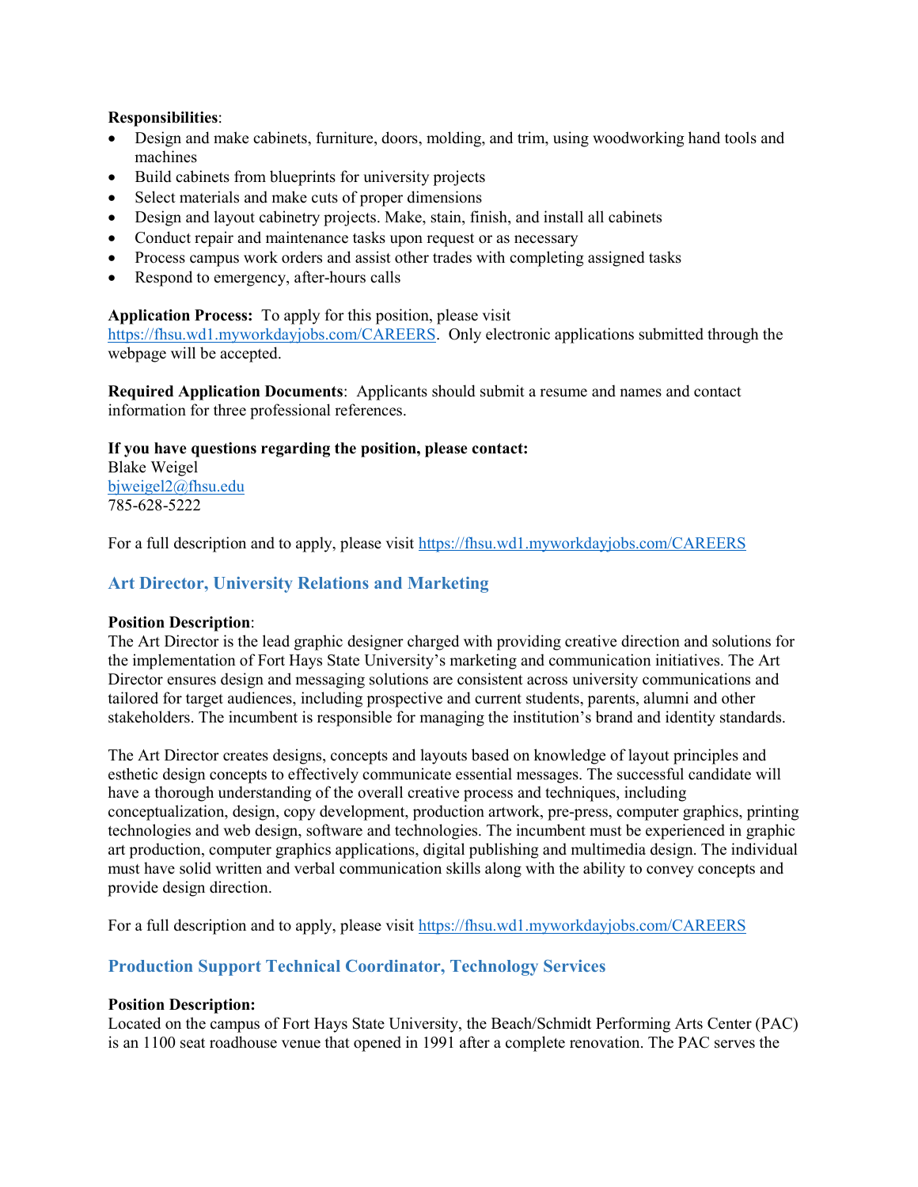**Responsibilities**:

- Design and make cabinets, furniture, doors, molding, and trim, using woodworking hand tools and machines
- Build cabinets from blueprints for university projects
- Select materials and make cuts of proper dimensions
- Design and layout cabinetry projects. Make, stain, finish, and install all cabinets
- Conduct repair and maintenance tasks upon request or as necessary
- Process campus work orders and assist other trades with completing assigned tasks
- Respond to emergency, after-hours calls

**Application Process:** To apply for this position, please visit https://fhsu.wd1.myworkdayjobs.com/CAREERS. Only electronic applications submitted through the webpage will be accepted.

**Required Application Documents**: Applicants should submit a resume and names and contact information for three professional references.

**If you have questions regarding the position, please contact:**
Blake Weigel
bjweigel2@fhsu.edu
785-628-5222

For a full description and to apply, please visit https://fhsu.wd1.myworkdayjobs.com/CAREERS

## Art Director, University Relations and Marketing

**Position Description**:
The Art Director is the lead graphic designer charged with providing creative direction and solutions for the implementation of Fort Hays State University's marketing and communication initiatives. The Art Director ensures design and messaging solutions are consistent across university communications and tailored for target audiences, including prospective and current students, parents, alumni and other stakeholders. The incumbent is responsible for managing the institution's brand and identity standards.

The Art Director creates designs, concepts and layouts based on knowledge of layout principles and esthetic design concepts to effectively communicate essential messages. The successful candidate will have a thorough understanding of the overall creative process and techniques, including conceptualization, design, copy development, production artwork, pre-press, computer graphics, printing technologies and web design, software and technologies. The incumbent must be experienced in graphic art production, computer graphics applications, digital publishing and multimedia design. The individual must have solid written and verbal communication skills along with the ability to convey concepts and provide design direction.

For a full description and to apply, please visit https://fhsu.wd1.myworkdayjobs.com/CAREERS

## Production Support Technical Coordinator, Technology Services

**Position Description:**
Located on the campus of Fort Hays State University, the Beach/Schmidt Performing Arts Center (PAC) is an 1100 seat roadhouse venue that opened in 1991 after a complete renovation. The PAC serves the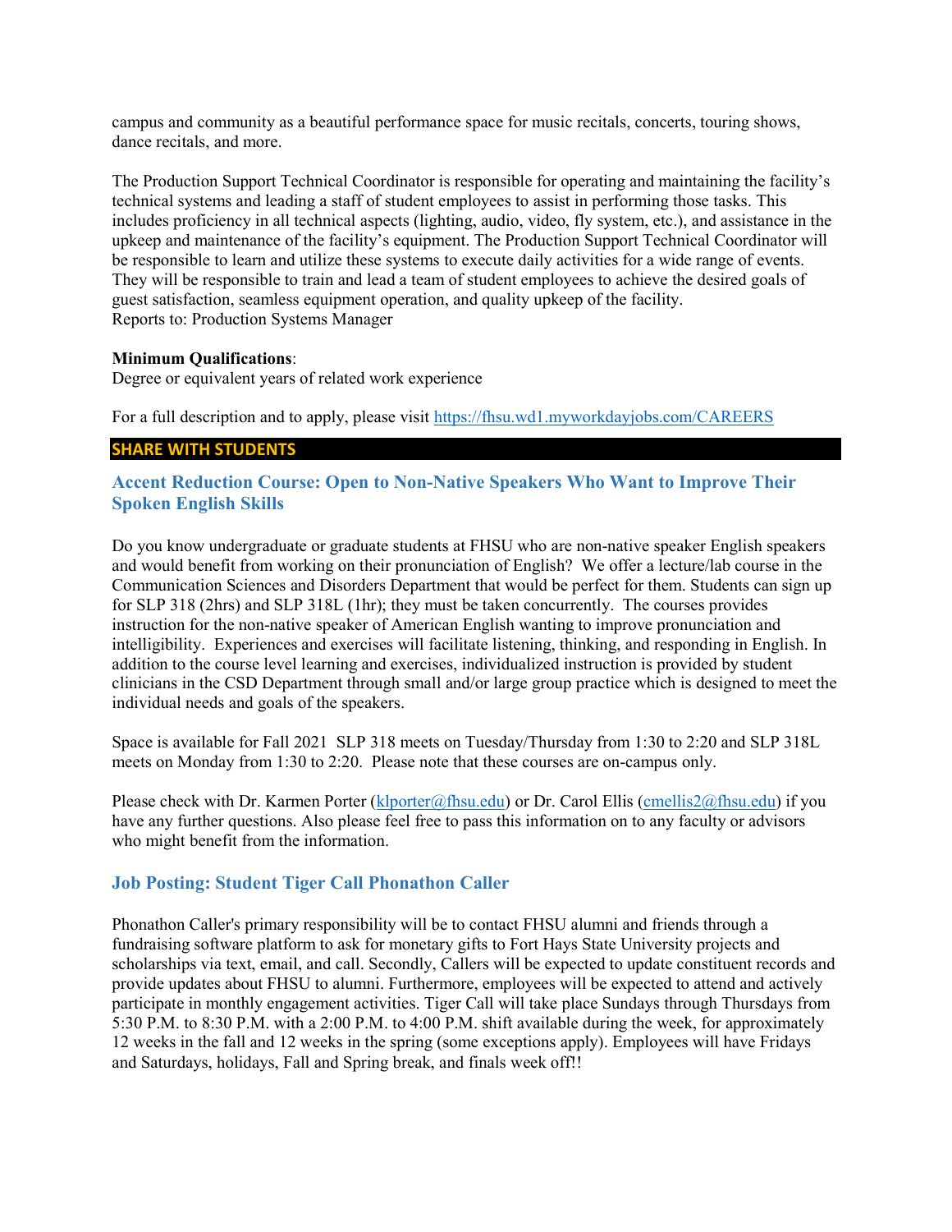campus and community as a beautiful performance space for music recitals, concerts, touring shows, dance recitals, and more.

The Production Support Technical Coordinator is responsible for operating and maintaining the facility's technical systems and leading a staff of student employees to assist in performing those tasks. This includes proficiency in all technical aspects (lighting, audio, video, fly system, etc.), and assistance in the upkeep and maintenance of the facility's equipment. The Production Support Technical Coordinator will be responsible to learn and utilize these systems to execute daily activities for a wide range of events. They will be responsible to train and lead a team of student employees to achieve the desired goals of guest satisfaction, seamless equipment operation, and quality upkeep of the facility.
Reports to: Production Systems Manager

**Minimum Qualifications**:
Degree or equivalent years of related work experience

For a full description and to apply, please visit https://fhsu.wd1.myworkdayjobs.com/CAREERS

## SHARE WITH STUDENTS

### Accent Reduction Course: Open to Non-Native Speakers Who Want to Improve Their Spoken English Skills

Do you know undergraduate or graduate students at FHSU who are non-native speaker English speakers and would benefit from working on their pronunciation of English? We offer a lecture/lab course in the Communication Sciences and Disorders Department that would be perfect for them. Students can sign up for SLP 318 (2hrs) and SLP 318L (1hr); they must be taken concurrently. The courses provides instruction for the non-native speaker of American English wanting to improve pronunciation and intelligibility. Experiences and exercises will facilitate listening, thinking, and responding in English. In addition to the course level learning and exercises, individualized instruction is provided by student clinicians in the CSD Department through small and/or large group practice which is designed to meet the individual needs and goals of the speakers.

Space is available for Fall 2021 SLP 318 meets on Tuesday/Thursday from 1:30 to 2:20 and SLP 318L meets on Monday from 1:30 to 2:20. Please note that these courses are on-campus only.

Please check with Dr. Karmen Porter (klporter@fhsu.edu) or Dr. Carol Ellis (cmellis2@fhsu.edu) if you have any further questions. Also please feel free to pass this information on to any faculty or advisors who might benefit from the information.

### Job Posting: Student Tiger Call Phonathon Caller

Phonathon Caller's primary responsibility will be to contact FHSU alumni and friends through a fundraising software platform to ask for monetary gifts to Fort Hays State University projects and scholarships via text, email, and call. Secondly, Callers will be expected to update constituent records and provide updates about FHSU to alumni. Furthermore, employees will be expected to attend and actively participate in monthly engagement activities. Tiger Call will take place Sundays through Thursdays from 5:30 P.M. to 8:30 P.M. with a 2:00 P.M. to 4:00 P.M. shift available during the week, for approximately 12 weeks in the fall and 12 weeks in the spring (some exceptions apply). Employees will have Fridays and Saturdays, holidays, Fall and Spring break, and finals week off!!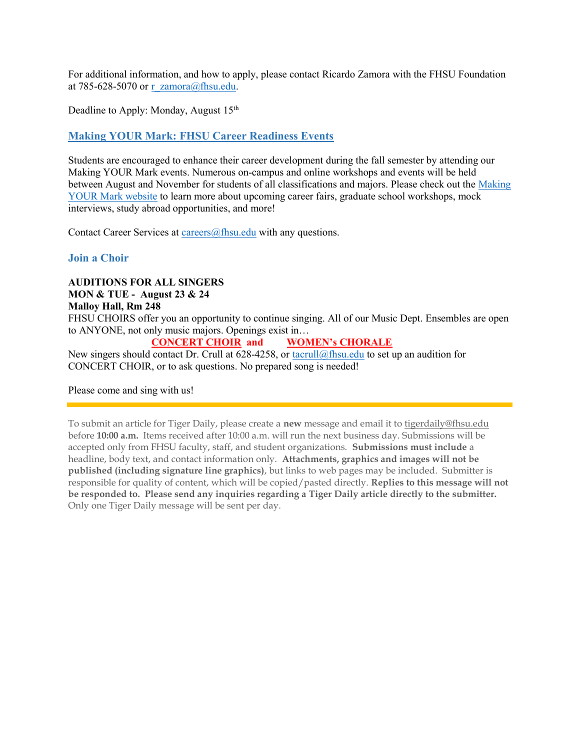For additional information, and how to apply, please contact Ricardo Zamora with the FHSU Foundation at 785-628-5070 or r_zamora@fhsu.edu.

Deadline to Apply: Monday, August 15th

### Making YOUR Mark: FHSU Career Readiness Events

Students are encouraged to enhance their career development during the fall semester by attending our Making YOUR Mark events. Numerous on-campus and online workshops and events will be held between August and November for students of all classifications and majors. Please check out the Making YOUR Mark website to learn more about upcoming career fairs, graduate school workshops, mock interviews, study abroad opportunities, and more!

Contact Career Services at careers@fhsu.edu with any questions.

### Join a Choir

**AUDITIONS FOR ALL SINGERS**
**MON & TUE - August 23 & 24**
**Malloy Hall, Rm 248**

FHSU CHOIRS offer you an opportunity to continue singing. All of our Music Dept. Ensembles are open to ANYONE, not only music majors. Openings exist in…

**CONCERT CHOIR and WOMEN's CHORALE**

New singers should contact Dr. Crull at 628-4258, or tacrull@fhsu.edu to set up an audition for CONCERT CHOIR, or to ask questions. No prepared song is needed!

Please come and sing with us!

---

To submit an article for Tiger Daily, please create a **new** message and email it to tigerdaily@fhsu.edu before **10:00 a.m.** Items received after 10:00 a.m. will run the next business day. Submissions will be accepted only from FHSU faculty, staff, and student organizations. **Submissions must include** a headline, body text, and contact information only. **Attachments, graphics and images will not be published (including signature line graphics)**, but links to web pages may be included. Submitter is responsible for quality of content, which will be copied/pasted directly. **Replies to this message will not be responded to. Please send any inquiries regarding a Tiger Daily article directly to the submitter.** Only one Tiger Daily message will be sent per day.